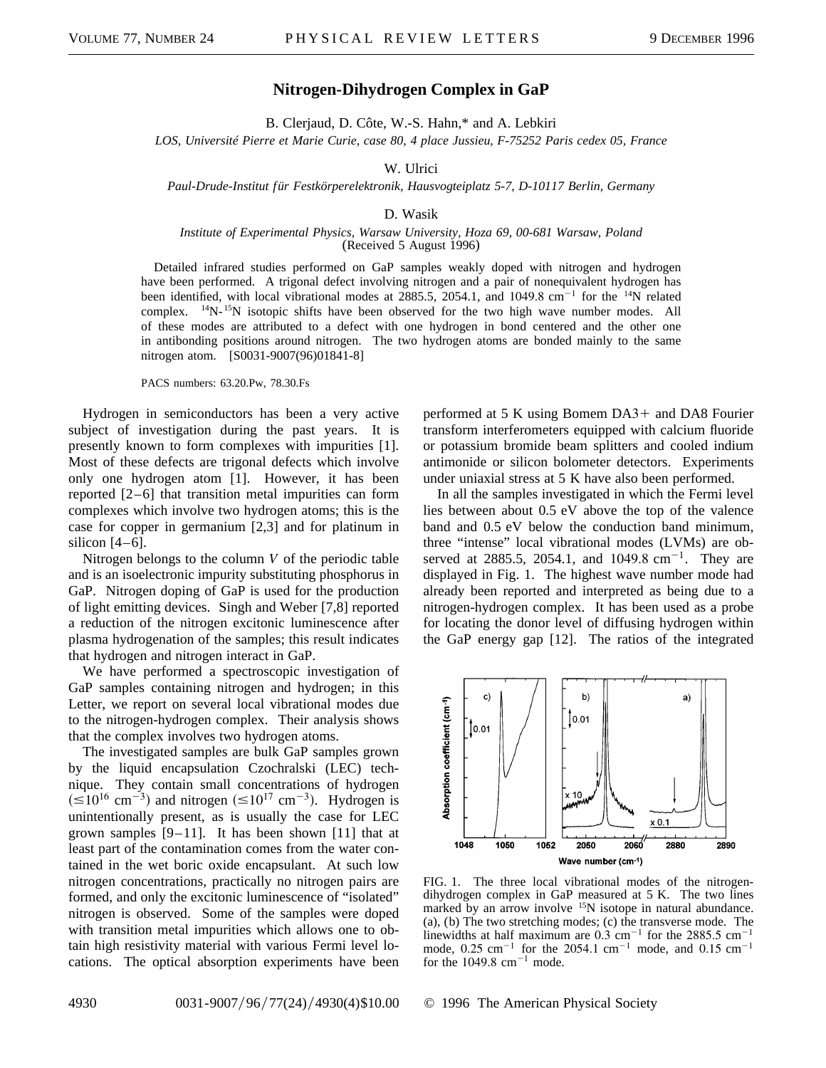# Nitrogen-Dihydrogen Complex in GaP

B. Clerjaud, D. Côte, W.-S. Hahn,* and A. Lebkiri

*LOS, Université Pierre et Marie Curie, case 80, 4 place Jussieu, F-75252 Paris cedex 05, France*

W. Ulrici

*Paul-Drude-Institut für Festkörperelektronik, Hausvogteiplatz 5-7, D-10117 Berlin, Germany*

D. Wasik

*Institute of Experimental Physics, Warsaw University, Hoza 69, 00-681 Warsaw, Poland*
(Received 5 August 1996)

Detailed infrared studies performed on GaP samples weakly doped with nitrogen and hydrogen have been performed. A trigonal defect involving nitrogen and a pair of nonequivalent hydrogen has been identified, with local vibrational modes at 2885.5, 2054.1, and 1049.8 $\text{cm}^{-1}$ for the $^{14}$N related complex. $^{14}$N-$^{15}$N isotopic shifts have been observed for the two high wave number modes. All of these modes are attributed to a defect with one hydrogen in bond centered and the other one in antibonding positions around nitrogen. The two hydrogen atoms are bonded mainly to the same nitrogen atom. [S0031-9007(96)01841-8]

PACS numbers: 63.20.Pw, 78.30.Fs

Hydrogen in semiconductors has been a very active subject of investigation during the past years. It is presently known to form complexes with impurities [1]. Most of these defects are trigonal defects which involve only one hydrogen atom [1]. However, it has been reported [2–6] that transition metal impurities can form complexes which involve two hydrogen atoms; this is the case for copper in germanium [2,3] and for platinum in silicon [4–6].

Nitrogen belongs to the column *V* of the periodic table and is an isoelectronic impurity substituting phosphorus in GaP. Nitrogen doping of GaP is used for the production of light emitting devices. Singh and Weber [7,8] reported a reduction of the nitrogen excitonic luminescence after plasma hydrogenation of the samples; this result indicates that hydrogen and nitrogen interact in GaP.

We have performed a spectroscopic investigation of GaP samples containing nitrogen and hydrogen; in this Letter, we report on several local vibrational modes due to the nitrogen-hydrogen complex. Their analysis shows that the complex involves two hydrogen atoms.

The investigated samples are bulk GaP samples grown by the liquid encapsulation Czochralski (LEC) technique. They contain small concentrations of hydrogen ($\leq 10^{16}$ $\text{cm}^{-3}$) and nitrogen ($\leq 10^{17}$ $\text{cm}^{-3}$). Hydrogen is unintentionally present, as is usually the case for LEC grown samples [9–11]. It has been shown [11] that at least part of the contamination comes from the water contained in the wet boric oxide encapsulant. At such low nitrogen concentrations, practically no nitrogen pairs are formed, and only the excitonic luminescence of "isolated" nitrogen is observed. Some of the samples were doped with transition metal impurities which allows one to obtain high resistivity material with various Fermi level locations. The optical absorption experiments have been performed at 5 K using Bomem DA3+ and DA8 Fourier transform interferometers equipped with calcium fluoride or potassium bromide beam splitters and cooled indium antimonide or silicon bolometer detectors. Experiments under uniaxial stress at 5 K have also been performed.

In all the samples investigated in which the Fermi level lies between about 0.5 eV above the top of the valence band and 0.5 eV below the conduction band minimum, three "intense" local vibrational modes (LVMs) are observed at 2885.5, 2054.1, and 1049.8 $\text{cm}^{-1}$. They are displayed in Fig. 1. The highest wave number mode had already been reported and interpreted as being due to a nitrogen-hydrogen complex. It has been used as a probe for locating the donor level of diffusing hydrogen within the GaP energy gap [12]. The ratios of the integrated

FIG. 1. The three local vibrational modes of the nitrogen-dihydrogen complex in GaP measured at 5 K. The two lines marked by an arrow involve $^{15}$N isotope in natural abundance. (a), (b) The two stretching modes; (c) the transverse mode. The linewidths at half maximum are 0.3 $\text{cm}^{-1}$ for the 2885.5 $\text{cm}^{-1}$ mode, 0.25 $\text{cm}^{-1}$ for the 2054.1 $\text{cm}^{-1}$ mode, and 0.15 $\text{cm}^{-1}$ for the 1049.8 $\text{cm}^{-1}$ mode.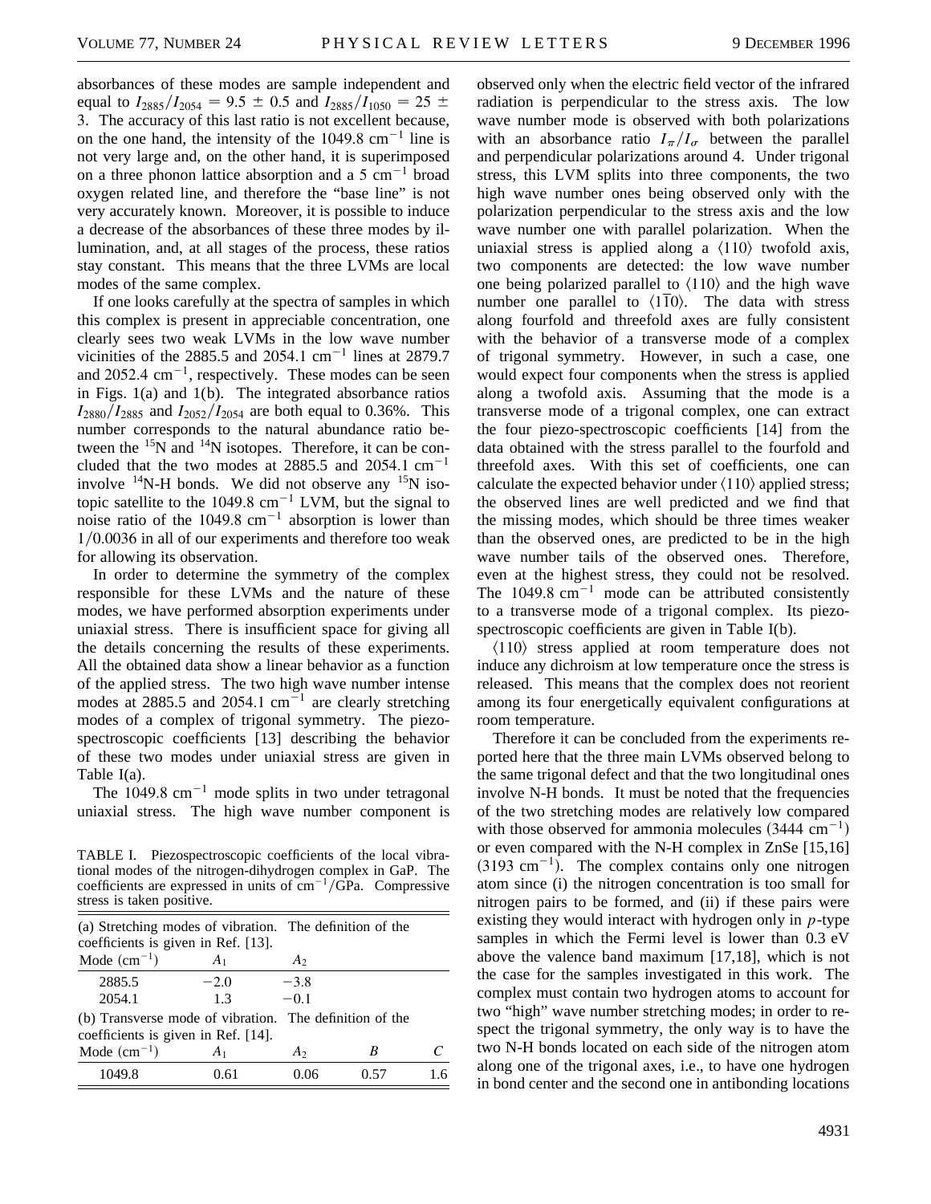absorbances of these modes are sample independent and equal to $I_{2885}/I_{2054} = 9.5 \pm 0.5$ and $I_{2885}/I_{1050} = 25 \pm 3$. The accuracy of this last ratio is not excellent because, on the one hand, the intensity of the 1049.8 cm$^{-1}$ line is not very large and, on the other hand, it is superimposed on a three phonon lattice absorption and a 5 cm$^{-1}$ broad oxygen related line, and therefore the "base line" is not very accurately known. Moreover, it is possible to induce a decrease of the absorbances of these three modes by illumination, and, at all stages of the process, these ratios stay constant. This means that the three LVMs are local modes of the same complex.

If one looks carefully at the spectra of samples in which this complex is present in appreciable concentration, one clearly sees two weak LVMs in the low wave number vicinities of the 2885.5 and 2054.1 cm$^{-1}$ lines at 2879.7 and 2052.4 cm$^{-1}$, respectively. These modes can be seen in Figs. 1(a) and 1(b). The integrated absorbance ratios $I_{2880}/I_{2885}$ and $I_{2052}/I_{2054}$ are both equal to 0.36%. This number corresponds to the natural abundance ratio between the $^{15}$N and $^{14}$N isotopes. Therefore, it can be concluded that the two modes at 2885.5 and 2054.1 cm$^{-1}$ involve $^{14}$N-H bonds. We did not observe any $^{15}$N isotopic satellite to the 1049.8 cm$^{-1}$ LVM, but the signal to noise ratio of the 1049.8 cm$^{-1}$ absorption is lower than 1/0.0036 in all of our experiments and therefore too weak for allowing its observation.

In order to determine the symmetry of the complex responsible for these LVMs and the nature of these modes, we have performed absorption experiments under uniaxial stress. There is insufficient space for giving all the details concerning the results of these experiments. All the obtained data show a linear behavior as a function of the applied stress. The two high wave number intense modes at 2885.5 and 2054.1 cm$^{-1}$ are clearly stretching modes of a complex of trigonal symmetry. The piezospectroscopic coefficients [13] describing the behavior of these two modes under uniaxial stress are given in Table I(a).

The 1049.8 cm$^{-1}$ mode splits in two under tetragonal uniaxial stress. The high wave number component is observed only when the electric field vector of the infrared radiation is perpendicular to the stress axis. The low wave number mode is observed with both polarizations with an absorbance ratio $I_\pi/I_\sigma$ between the parallel and perpendicular polarizations around 4. Under trigonal stress, this LVM splits into three components, the two high wave number ones being observed only with the polarization perpendicular to the stress axis and the low wave number one with parallel polarization. When the uniaxial stress is applied along a $\langle 110 \rangle$ twofold axis, two components are detected: the low wave number one being polarized parallel to $\langle 110 \rangle$ and the high wave number one parallel to $\langle 1\bar{1}0 \rangle$. The data with stress along fourfold and threefold axes are fully consistent with the behavior of a transverse mode of a complex of trigonal symmetry. However, in such a case, one would expect four components when the stress is applied along a twofold axis. Assuming that the mode is a transverse mode of a trigonal complex, one can extract the four piezo-spectroscopic coefficients [14] from the data obtained with the stress parallel to the fourfold and threefold axes. With this set of coefficients, one can calculate the expected behavior under $\langle 110 \rangle$ applied stress; the observed lines are well predicted and we find that the missing modes, which should be three times weaker than the observed ones, are predicted to be in the high wave number tails of the observed ones. Therefore, even at the highest stress, they could not be resolved. The 1049.8 cm$^{-1}$ mode can be attributed consistently to a transverse mode of a trigonal complex. Its piezospectroscopic coefficients are given in Table I(b).

$\langle 110 \rangle$ stress applied at room temperature does not induce any dichroism at low temperature once the stress is released. This means that the complex does not reorient among its four energetically equivalent configurations at room temperature.

Therefore it can be concluded from the experiments reported here that the three main LVMs observed belong to the same trigonal defect and that the two longitudinal ones involve N-H bonds. It must be noted that the frequencies of the two stretching modes are relatively low compared with those observed for ammonia molecules (3444 cm$^{-1}$) or even compared with the N-H complex in ZnSe [15,16] (3193 cm$^{-1}$). The complex contains only one nitrogen atom since (i) the nitrogen concentration is too small for nitrogen pairs to be formed, and (ii) if these pairs were existing they would interact with hydrogen only in $p$-type samples in which the Fermi level is lower than 0.3 eV above the valence band maximum [17,18], which is not the case for the samples investigated in this work. The complex must contain two hydrogen atoms to account for two "high" wave number stretching modes; in order to respect the trigonal symmetry, the only way is to have the two N-H bonds located on each side of the nitrogen atom along one of the trigonal axes, i.e., to have one hydrogen in bond center and the second one in antibonding locations

TABLE I. Piezospectroscopic coefficients of the local vibrational modes of the nitrogen-dihydrogen complex in GaP. The coefficients are expressed in units of cm$^{-1}$/GPa. Compressive stress is taken positive.

| (a) Stretching modes of vibration. The definition of the coefficients is given in Ref. [13]. | | | | |
|---|---|---|---|---|
| Mode (cm$^{-1}$) | $A_1$ | $A_2$ | | |
| 2885.5 | −2.0 | −3.8 | | |
| 2054.1 | 1.3 | −0.1 | | |
| (b) Transverse mode of vibration. The definition of the coefficients is given in Ref. [14]. | | | | |
| Mode (cm$^{-1}$) | $A_1$ | $A_2$ | $B$ | $C$ |
| 1049.8 | 0.61 | 0.06 | 0.57 | 1.6 |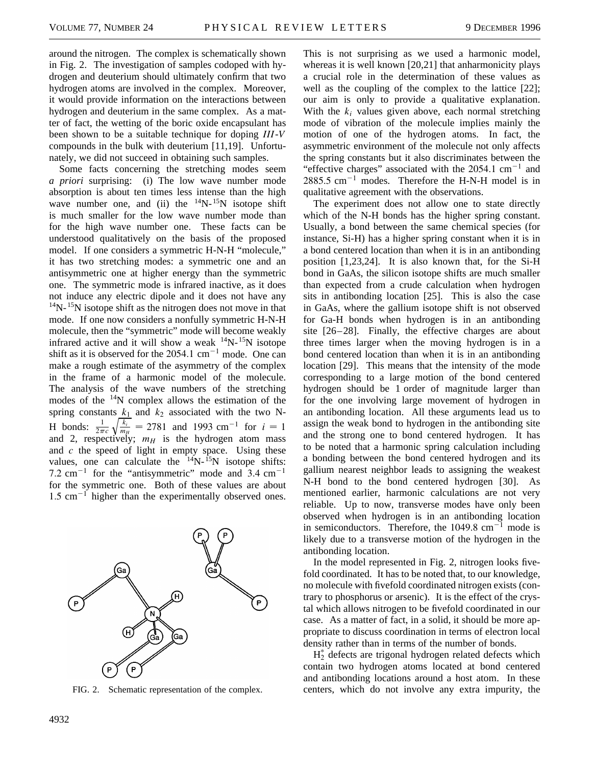around the nitrogen. The complex is schematically shown in Fig. 2. The investigation of samples codoped with hydrogen and deuterium should ultimately confirm that two hydrogen atoms are involved in the complex. Moreover, it would provide information on the interactions between hydrogen and deuterium in the same complex. As a matter of fact, the wetting of the boric oxide encapsulant has been shown to be a suitable technique for doping *III-V* compounds in the bulk with deuterium [11,19]. Unfortunately, we did not succeed in obtaining such samples.

Some facts concerning the stretching modes seem *a priori* surprising: (i) The low wave number mode absorption is about ten times less intense than the high wave number one, and (ii) the $^{14}$N-$^{15}$N isotope shift is much smaller for the low wave number mode than for the high wave number one. These facts can be understood qualitatively on the basis of the proposed model. If one considers a symmetric H-N-H "molecule," it has two stretching modes: a symmetric one and an antisymmetric one at higher energy than the symmetric one. The symmetric mode is infrared inactive, as it does not induce any electric dipole and it does not have any $^{14}$N-$^{15}$N isotope shift as the nitrogen does not move in that mode. If one now considers a nonfully symmetric H-N-H molecule, then the "symmetric" mode will become weakly infrared active and it will show a weak $^{14}$N-$^{15}$N isotope shift as it is observed for the 2054.1 cm$^{-1}$ mode. One can make a rough estimate of the asymmetry of the complex in the frame of a harmonic model of the molecule. The analysis of the wave numbers of the stretching modes of the $^{14}$N complex allows the estimation of the spring constants $k_1$ and $k_2$ associated with the two N-H bonds: $\frac{1}{2\pi c}\sqrt{\frac{k_i}{m_H}} = 2781$ and 1993 cm$^{-1}$ for $i = 1$ and 2, respectively; $m_H$ is the hydrogen atom mass and $c$ the speed of light in empty space. Using these values, one can calculate the $^{14}$N-$^{15}$N isotope shifts: 7.2 cm$^{-1}$ for the "antisymmetric" mode and 3.4 cm$^{-1}$ for the symmetric one. Both of these values are about 1.5 cm$^{-1}$ higher than the experimentally observed ones. This is not surprising as we used a harmonic model, whereas it is well known [20,21] that anharmonicity plays a crucial role in the determination of these values as well as the coupling of the complex to the lattice [22]; our aim is only to provide a qualitative explanation. With the $k_i$ values given above, each normal stretching mode of vibration of the molecule implies mainly the motion of one of the hydrogen atoms. In fact, the asymmetric environment of the molecule not only affects the spring constants but it also discriminates between the "effective charges" associated with the 2054.1 cm$^{-1}$ and 2885.5 cm$^{-1}$ modes. Therefore the H-N-H model is in qualitative agreement with the observations.

FIG. 2. Schematic representation of the complex.

The experiment does not allow one to state directly which of the N-H bonds has the higher spring constant. Usually, a bond between the same chemical species (for instance, Si-H) has a higher spring constant when it is in a bond centered location than when it is in an antibonding position [1,23,24]. It is also known that, for the Si-H bond in GaAs, the silicon isotope shifts are much smaller than expected from a crude calculation when hydrogen sits in antibonding location [25]. This is also the case in GaAs, where the gallium isotope shift is not observed for Ga-H bonds when hydrogen is in an antibonding site [26–28]. Finally, the effective charges are about three times larger when the moving hydrogen is in a bond centered location than when it is in an antibonding location [29]. This means that the intensity of the mode corresponding to a large motion of the bond centered hydrogen should be 1 order of magnitude larger than for the one involving large movement of hydrogen in an antibonding location. All these arguments lead us to assign the weak bond to hydrogen in the antibonding site and the strong one to bond centered hydrogen. It has to be noted that a harmonic spring calculation including a bonding between the bond centered hydrogen and its gallium nearest neighbor leads to assigning the weakest N-H bond to the bond centered hydrogen [30]. As mentioned earlier, harmonic calculations are not very reliable. Up to now, transverse modes have only been observed when hydrogen is in an antibonding location in semiconductors. Therefore, the 1049.8 cm$^{-1}$ mode is likely due to a transverse motion of the hydrogen in the antibonding location.

In the model represented in Fig. 2, nitrogen looks fivefold coordinated. It has to be noted that, to our knowledge, no molecule with fivefold coordinated nitrogen exists (contrary to phosphorus or arsenic). It is the effect of the crystal which allows nitrogen to be fivefold coordinated in our case. As a matter of fact, in a solid, it should be more appropriate to discuss coordination in terms of electron local density rather than in terms of the number of bonds.

$H_2^*$ defects are trigonal hydrogen related defects which contain two hydrogen atoms located at bond centered and antibonding locations around a host atom. In these centers, which do not involve any extra impurity, the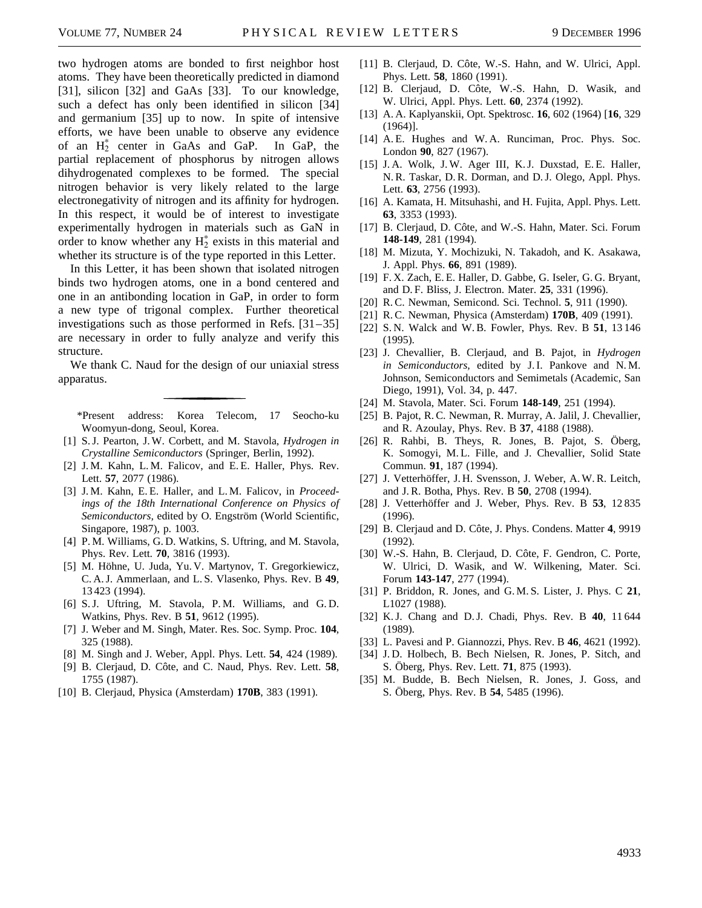two hydrogen atoms are bonded to first neighbor host atoms. They have been theoretically predicted in diamond [31], silicon [32] and GaAs [33]. To our knowledge, such a defect has only been identified in silicon [34] and germanium [35] up to now. In spite of intensive efforts, we have been unable to observe any evidence of an $H_2^*$ center in GaAs and GaP. In GaP, the partial replacement of phosphorus by nitrogen allows dihydrogenated complexes to be formed. The special nitrogen behavior is very likely related to the large electronegativity of nitrogen and its affinity for hydrogen. In this respect, it would be of interest to investigate experimentally hydrogen in materials such as GaN in order to know whether any $H_2^*$ exists in this material and whether its structure is of the type reported in this Letter.

In this Letter, it has been shown that isolated nitrogen binds two hydrogen atoms, one in a bond centered and one in an antibonding location in GaP, in order to form a new type of trigonal complex. Further theoretical investigations such as those performed in Refs. [31–35] are necessary in order to fully analyze and verify this structure.

We thank C. Naud for the design of our uniaxial stress apparatus.

---

*Present address: Korea Telecom, 17 Seocho-ku Woomyun-dong, Seoul, Korea.

[1] S. J. Pearton, J. W. Corbett, and M. Stavola, *Hydrogen in Crystalline Semiconductors* (Springer, Berlin, 1992).

[2] J. M. Kahn, L. M. Falicov, and E. E. Haller, Phys. Rev. Lett. **57**, 2077 (1986).

[3] J. M. Kahn, E. E. Haller, and L. M. Falicov, in *Proceedings of the 18th International Conference on Physics of Semiconductors*, edited by O. Engström (World Scientific, Singapore, 1987), p. 1003.

[4] P. M. Williams, G. D. Watkins, S. Uftring, and M. Stavola, Phys. Rev. Lett. **70**, 3816 (1993).

[5] M. Höhne, U. Juda, Yu. V. Martynov, T. Gregorkiewicz, C. A. J. Ammerlaan, and L. S. Vlasenko, Phys. Rev. B **49**, 13 423 (1994).

[6] S. J. Uftring, M. Stavola, P. M. Williams, and G. D. Watkins, Phys. Rev. B **51**, 9612 (1995).

[7] J. Weber and M. Singh, Mater. Res. Soc. Symp. Proc. **104**, 325 (1988).

[8] M. Singh and J. Weber, Appl. Phys. Lett. **54**, 424 (1989).

[9] B. Clerjaud, D. Côte, and C. Naud, Phys. Rev. Lett. **58**, 1755 (1987).

[10] B. Clerjaud, Physica (Amsterdam) **170B**, 383 (1991).

[11] B. Clerjaud, D. Côte, W.-S. Hahn, and W. Ulrici, Appl. Phys. Lett. **58**, 1860 (1991).

[12] B. Clerjaud, D. Côte, W.-S. Hahn, D. Wasik, and W. Ulrici, Appl. Phys. Lett. **60**, 2374 (1992).

[13] A. A. Kaplyanskii, Opt. Spektrosc. **16**, 602 (1964) [**16**, 329 (1964)].

[14] A. E. Hughes and W. A. Runciman, Proc. Phys. Soc. London **90**, 827 (1967).

[15] J. A. Wolk, J. W. Ager III, K. J. Duxstad, E. E. Haller, N. R. Taskar, D. R. Dorman, and D. J. Olego, Appl. Phys. Lett. **63**, 2756 (1993).

[16] A. Kamata, H. Mitsuhashi, and H. Fujita, Appl. Phys. Lett. **63**, 3353 (1993).

[17] B. Clerjaud, D. Côte, and W.-S. Hahn, Mater. Sci. Forum **148-149**, 281 (1994).

[18] M. Mizuta, Y. Mochizuki, N. Takadoh, and K. Asakawa, J. Appl. Phys. **66**, 891 (1989).

[19] F. X. Zach, E. E. Haller, D. Gabbe, G. Iseler, G. G. Bryant, and D. F. Bliss, J. Electron. Mater. **25**, 331 (1996).

[20] R. C. Newman, Semicond. Sci. Technol. **5**, 911 (1990).

[21] R. C. Newman, Physica (Amsterdam) **170B**, 409 (1991).

[22] S. N. Walck and W. B. Fowler, Phys. Rev. B **51**, 13 146 (1995).

[23] J. Chevallier, B. Clerjaud, and B. Pajot, in *Hydrogen in Semiconductors*, edited by J. I. Pankove and N. M. Johnson, Semiconductors and Semimetals (Academic, San Diego, 1991), Vol. 34, p. 447.

[24] M. Stavola, Mater. Sci. Forum **148-149**, 251 (1994).

[25] B. Pajot, R. C. Newman, R. Murray, A. Jalil, J. Chevallier, and R. Azoulay, Phys. Rev. B **37**, 4188 (1988).

[26] R. Rahbi, B. Theys, R. Jones, B. Pajot, S. Öberg, K. Somogyi, M. L. Fille, and J. Chevallier, Solid State Commun. **91**, 187 (1994).

[27] J. Vetterhöffer, J. H. Svensson, J. Weber, A. W. R. Leitch, and J. R. Botha, Phys. Rev. B **50**, 2708 (1994).

[28] J. Vetterhöffer and J. Weber, Phys. Rev. B **53**, 12 835 (1996).

[29] B. Clerjaud and D. Côte, J. Phys. Condens. Matter **4**, 9919 (1992).

[30] W.-S. Hahn, B. Clerjaud, D. Côte, F. Gendron, C. Porte, W. Ulrici, D. Wasik, and W. Wilkening, Mater. Sci. Forum **143-147**, 277 (1994).

[31] P. Briddon, R. Jones, and G. M. S. Lister, J. Phys. C **21**, L1027 (1988).

[32] K. J. Chang and D. J. Chadi, Phys. Rev. B **40**, 11 644 (1989).

[33] L. Pavesi and P. Giannozzi, Phys. Rev. B **46**, 4621 (1992).

[34] J. D. Holbech, B. Bech Nielsen, R. Jones, P. Sitch, and S. Öberg, Phys. Rev. Lett. **71**, 875 (1993).

[35] M. Budde, B. Bech Nielsen, R. Jones, J. Goss, and S. Öberg, Phys. Rev. B **54**, 5485 (1996).